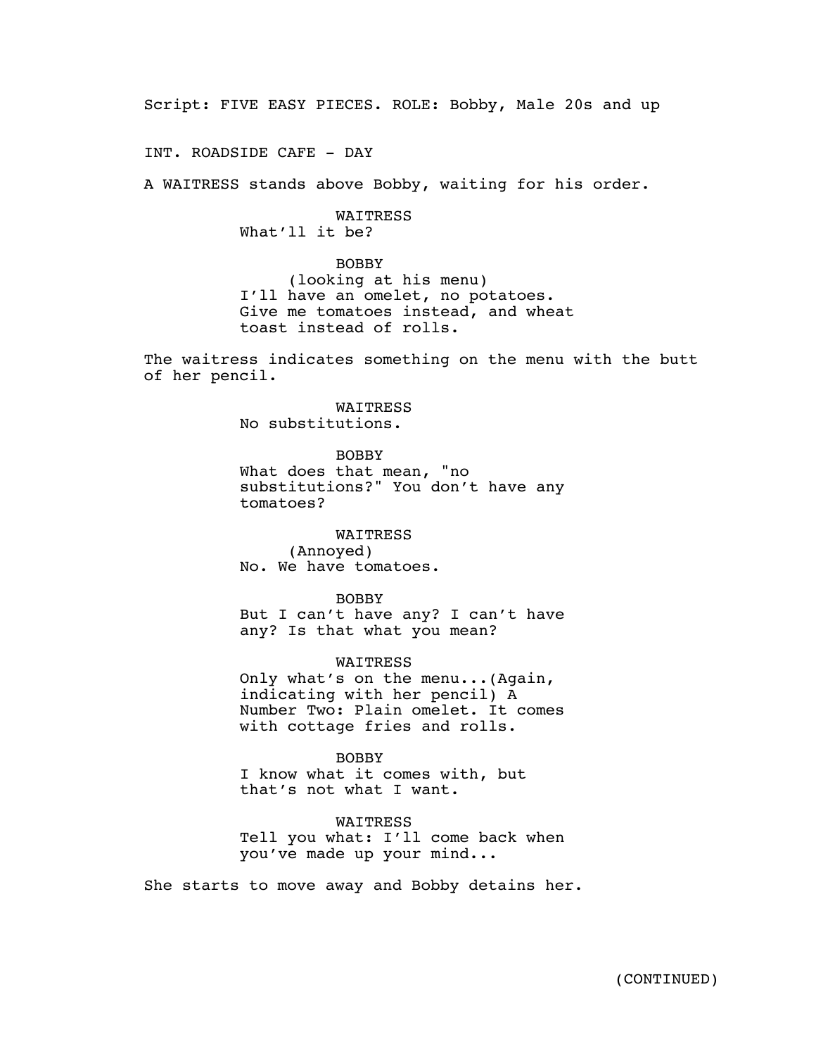Script: FIVE EASY PIECES. ROLE: Bobby, Male 20s and up

INT. ROADSIDE CAFE - DAY

A WAITRESS stands above Bobby, waiting for his order.

WAITRESS
What'll it be?

BOBBY
(looking at his menu)
I'll have an omelet, no potatoes. Give me tomatoes instead, and wheat toast instead of rolls.

The waitress indicates something on the menu with the butt of her pencil.

WAITRESS
No substitutions.

BOBBY
What does that mean, "no substitutions?" You don't have any tomatoes?

WAITRESS
(Annoyed)
No. We have tomatoes.

BOBBY
But I can't have any? I can't have any? Is that what you mean?

WAITRESS
Only what's on the menu...(Again, indicating with her pencil) A Number Two: Plain omelet. It comes with cottage fries and rolls.

BOBBY
I know what it comes with, but that's not what I want.

WAITRESS
Tell you what: I'll come back when you've made up your mind...

She starts to move away and Bobby detains her.

(CONTINUED)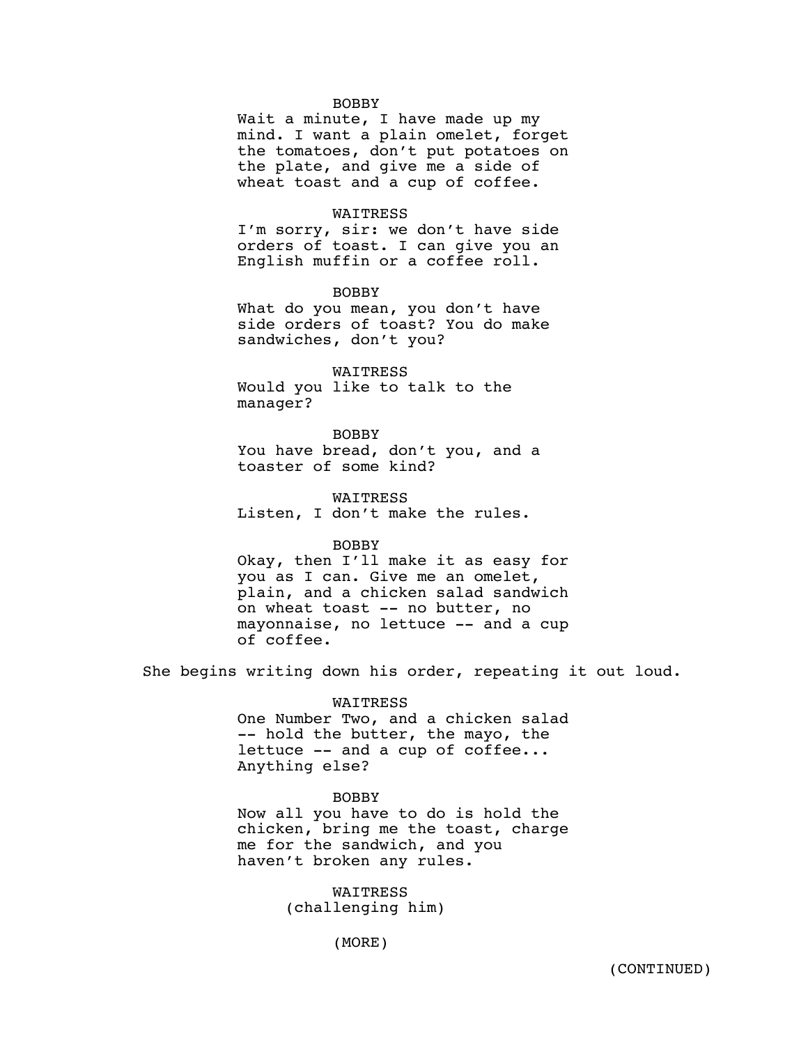BOBBY

Wait a minute, I have made up my mind. I want a plain omelet, forget the tomatoes, don't put potatoes on the plate, and give me a side of wheat toast and a cup of coffee.

WAITRESS

I'm sorry, sir: we don't have side orders of toast. I can give you an English muffin or a coffee roll.

BOBBY

What do you mean, you don't have side orders of toast? You do make sandwiches, don't you?

WAITRESS

Would you like to talk to the manager?

BOBBY

You have bread, don't you, and a toaster of some kind?

WAITRESS

Listen, I don't make the rules.

BOBBY

Okay, then I'll make it as easy for you as I can. Give me an omelet, plain, and a chicken salad sandwich on wheat toast -- no butter, no mayonnaise, no lettuce -- and a cup of coffee.

She begins writing down his order, repeating it out loud.

WAITRESS

One Number Two, and a chicken salad -- hold the butter, the mayo, the lettuce -- and a cup of coffee... Anything else?

BOBBY

Now all you have to do is hold the chicken, bring me the toast, charge me for the sandwich, and you haven't broken any rules.

WAITRESS

(challenging him)

(MORE)

(CONTINUED)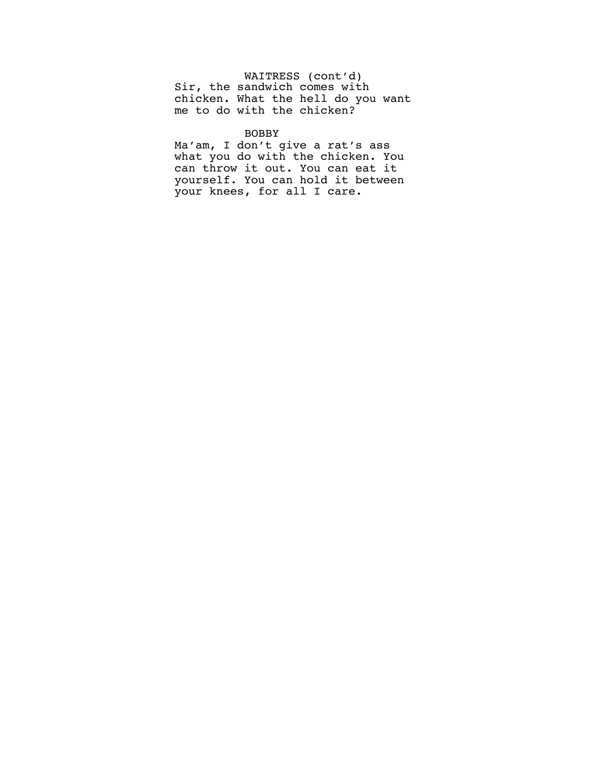WAITRESS (cont'd)
Sir, the sandwich comes with chicken. What the hell do you want me to do with the chicken?

BOBBY
Ma'am, I don't give a rat's ass what you do with the chicken. You can throw it out. You can eat it yourself. You can hold it between your knees, for all I care.